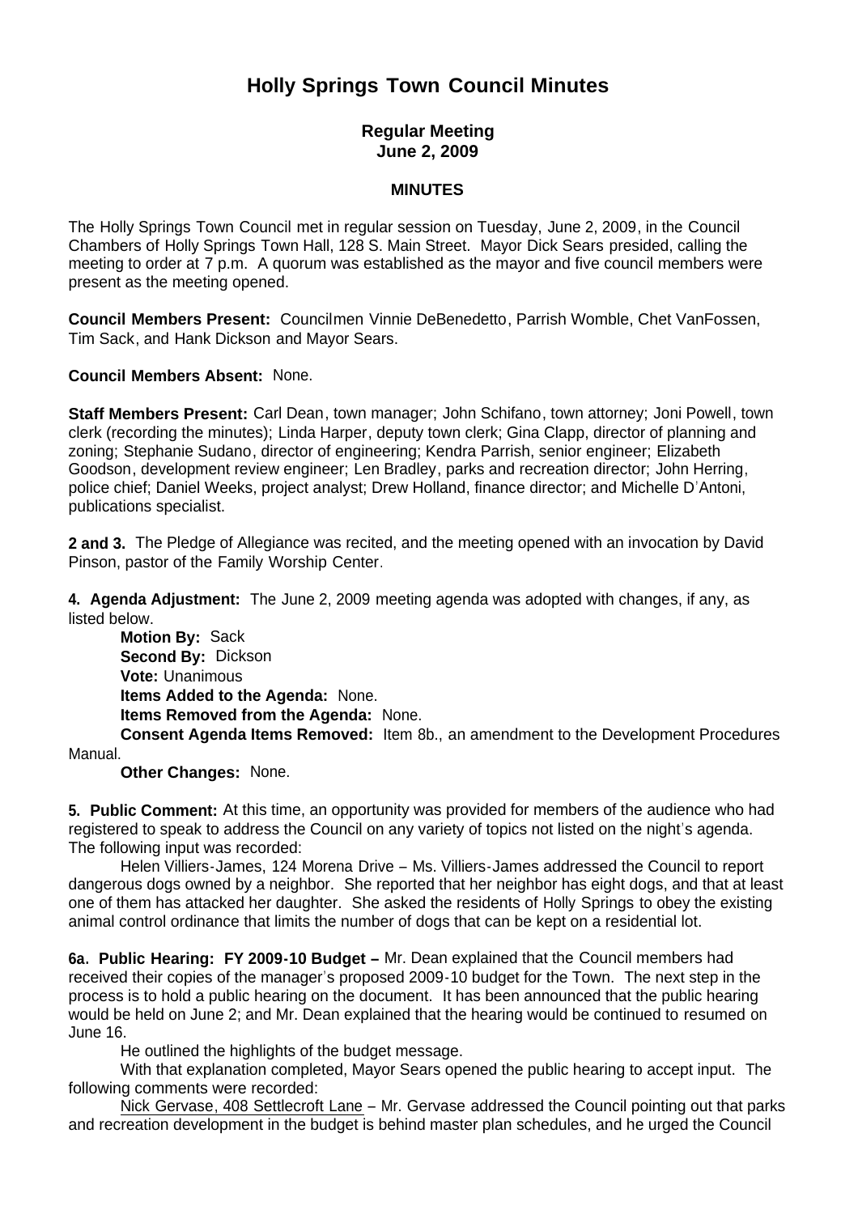# Holly Springs Town Council Minutes

### Regular Meeting
### June 2, 2009

#### MINUTES

The Holly Springs Town Council met in regular session on Tuesday, June 2, 2009, in the Council Chambers of Holly Springs Town Hall, 128 S. Main Street. Mayor Dick Sears presided, calling the meeting to order at 7 p.m. A quorum was established as the mayor and five council members were present as the meeting opened.

**Council Members Present:** Councilmen Vinnie DeBenedetto, Parrish Womble, Chet VanFossen, Tim Sack, and Hank Dickson and Mayor Sears.

**Council Members Absent:** None.

**Staff Members Present:** Carl Dean, town manager; John Schifano, town attorney; Joni Powell, town clerk (recording the minutes); Linda Harper, deputy town clerk; Gina Clapp, director of planning and zoning; Stephanie Sudano, director of engineering; Kendra Parrish, senior engineer; Elizabeth Goodson, development review engineer; Len Bradley, parks and recreation director; John Herring, police chief; Daniel Weeks, project analyst; Drew Holland, finance director; and Michelle D'Antoni, publications specialist.

**2 and 3.** The Pledge of Allegiance was recited, and the meeting opened with an invocation by David Pinson, pastor of the Family Worship Center.

**4. Agenda Adjustment:** The June 2, 2009 meeting agenda was adopted with changes, if any, as listed below.

**Motion By:** Sack
**Second By:** Dickson
**Vote:** Unanimous
**Items Added to the Agenda:** None.
**Items Removed from the Agenda:** None.
**Consent Agenda Items Removed:** Item 8b., an amendment to the Development Procedures Manual.
**Other Changes:** None.

**5. Public Comment:** At this time, an opportunity was provided for members of the audience who had registered to speak to address the Council on any variety of topics not listed on the night's agenda. The following input was recorded:

Helen Villiers-James, 124 Morena Drive – Ms. Villiers-James addressed the Council to report dangerous dogs owned by a neighbor. She reported that her neighbor has eight dogs, and that at least one of them has attacked her daughter. She asked the residents of Holly Springs to obey the existing animal control ordinance that limits the number of dogs that can be kept on a residential lot.

**6a. Public Hearing: FY 2009-10 Budget –** Mr. Dean explained that the Council members had received their copies of the manager's proposed 2009-10 budget for the Town. The next step in the process is to hold a public hearing on the document. It has been announced that the public hearing would be held on June 2; and Mr. Dean explained that the hearing would be continued to resumed on June 16.

He outlined the highlights of the budget message.

With that explanation completed, Mayor Sears opened the public hearing to accept input. The following comments were recorded:

Nick Gervase, 408 Settlecroft Lane – Mr. Gervase addressed the Council pointing out that parks and recreation development in the budget is behind master plan schedules, and he urged the Council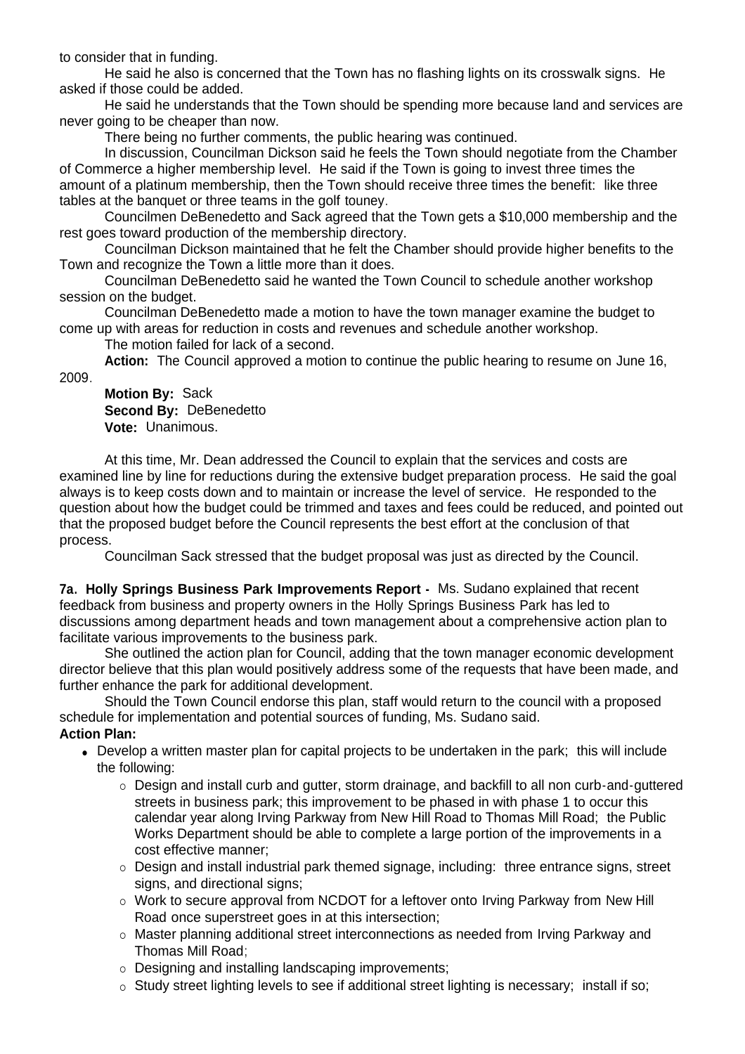to consider that in funding.

He said he also is concerned that the Town has no flashing lights on its crosswalk signs. He asked if those could be added.

He said he understands that the Town should be spending more because land and services are never going to be cheaper than now.

There being no further comments, the public hearing was continued.

In discussion, Councilman Dickson said he feels the Town should negotiate from the Chamber of Commerce a higher membership level. He said if the Town is going to invest three times the amount of a platinum membership, then the Town should receive three times the benefit: like three tables at the banquet or three teams in the golf touney.

Councilmen DeBenedetto and Sack agreed that the Town gets a $10,000 membership and the rest goes toward production of the membership directory.

Councilman Dickson maintained that he felt the Chamber should provide higher benefits to the Town and recognize the Town a little more than it does.

Councilman DeBenedetto said he wanted the Town Council to schedule another workshop session on the budget.

Councilman DeBenedetto made a motion to have the town manager examine the budget to come up with areas for reduction in costs and revenues and schedule another workshop.

The motion failed for lack of a second.

**Action:** The Council approved a motion to continue the public hearing to resume on June 16, 2009.

**Motion By:** Sack
**Second By:** DeBenedetto
**Vote:** Unanimous.

At this time, Mr. Dean addressed the Council to explain that the services and costs are examined line by line for reductions during the extensive budget preparation process. He said the goal always is to keep costs down and to maintain or increase the level of service. He responded to the question about how the budget could be trimmed and taxes and fees could be reduced, and pointed out that the proposed budget before the Council represents the best effort at the conclusion of that process.

Councilman Sack stressed that the budget proposal was just as directed by the Council.

**7a. Holly Springs Business Park Improvements Report -** Ms. Sudano explained that recent feedback from business and property owners in the Holly Springs Business Park has led to discussions among department heads and town management about a comprehensive action plan to facilitate various improvements to the business park.

She outlined the action plan for Council, adding that the town manager economic development director believe that this plan would positively address some of the requests that have been made, and further enhance the park for additional development.

Should the Town Council endorse this plan, staff would return to the council with a proposed schedule for implementation and potential sources of funding, Ms. Sudano said.

**Action Plan:**

- Develop a written master plan for capital projects to be undertaken in the park; this will include the following:
  - Design and install curb and gutter, storm drainage, and backfill to all non curb-and-guttered streets in business park; this improvement to be phased in with phase 1 to occur this calendar year along Irving Parkway from New Hill Road to Thomas Mill Road; the Public Works Department should be able to complete a large portion of the improvements in a cost effective manner;
  - Design and install industrial park themed signage, including: three entrance signs, street signs, and directional signs;
  - Work to secure approval from NCDOT for a leftover onto Irving Parkway from New Hill Road once superstreet goes in at this intersection;
  - Master planning additional street interconnections as needed from Irving Parkway and Thomas Mill Road;
  - Designing and installing landscaping improvements;
  - Study street lighting levels to see if additional street lighting is necessary; install if so;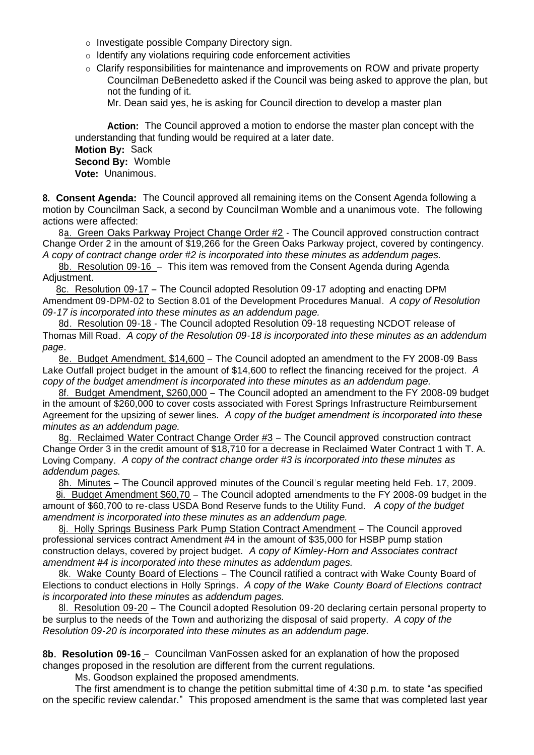- Investigate possible Company Directory sign.
- Identify any violations requiring code enforcement activities
- Clarify responsibilities for maintenance and improvements on ROW and private property

  Councilman DeBenedetto asked if the Council was being asked to approve the plan, but not the funding of it.

  Mr. Dean said yes, he is asking for Council direction to develop a master plan

**Action:** The Council approved a motion to endorse the master plan concept with the understanding that funding would be required at a later date.

**Motion By:** Sack
**Second By:** Womble
**Vote:** Unanimous.

**8. Consent Agenda:** The Council approved all remaining items on the Consent Agenda following a motion by Councilman Sack, a second by Councilman Womble and a unanimous vote. The following actions were affected:

8a. Green Oaks Parkway Project Change Order #2 - The Council approved construction contract Change Order 2 in the amount of $19,266 for the Green Oaks Parkway project, covered by contingency. *A copy of contract change order #2 is incorporated into these minutes as addendum pages.*

8b. Resolution 09-16 – This item was removed from the Consent Agenda during Agenda Adjustment.

8c. Resolution 09-17 – The Council adopted Resolution 09-17 adopting and enacting DPM Amendment 09-DPM-02 to Section 8.01 of the Development Procedures Manual. *A copy of Resolution 09-17 is incorporated into these minutes as an addendum page.*

8d. Resolution 09-18 - The Council adopted Resolution 09-18 requesting NCDOT release of Thomas Mill Road. *A copy of the Resolution 09-18 is incorporated into these minutes as an addendum page*.

8e. Budget Amendment, $14,600 – The Council adopted an amendment to the FY 2008-09 Bass Lake Outfall project budget in the amount of $14,600 to reflect the financing received for the project. *A copy of the budget amendment is incorporated into these minutes as an addendum page.*

8f. Budget Amendment, $260,000 – The Council adopted an amendment to the FY 2008-09 budget in the amount of $260,000 to cover costs associated with Forest Springs Infrastructure Reimbursement Agreement for the upsizing of sewer lines. *A copy of the budget amendment is incorporated into these minutes as an addendum page.*

8g. Reclaimed Water Contract Change Order #3 – The Council approved construction contract Change Order 3 in the credit amount of $18,710 for a decrease in Reclaimed Water Contract 1 with T. A. Loving Company. *A copy of the contract change order #3 is incorporated into these minutes as addendum pages.*

8h. Minutes – The Council approved minutes of the Council's regular meeting held Feb. 17, 2009.

8i. Budget Amendment $60,70 – The Council adopted amendments to the FY 2008-09 budget in the amount of $60,700 to re-class USDA Bond Reserve funds to the Utility Fund. *A copy of the budget amendment is incorporated into these minutes as an addendum page.*

8j. Holly Springs Business Park Pump Station Contract Amendment – The Council approved professional services contract Amendment #4 in the amount of $35,000 for HSBP pump station construction delays, covered by project budget. *A copy of Kimley-Horn and Associates contract amendment #4 is incorporated into these minutes as addendum pages.*

8k. Wake County Board of Elections – The Council ratified a contract with Wake County Board of Elections to conduct elections in Holly Springs. *A copy of the Wake County Board of Elections contract is incorporated into these minutes as addendum pages.*

8l. Resolution 09-20 – The Council adopted Resolution 09-20 declaring certain personal property to be surplus to the needs of the Town and authorizing the disposal of said property. *A copy of the Resolution 09-20 is incorporated into these minutes as an addendum page.*

**8b. Resolution 09-16** – Councilman VanFossen asked for an explanation of how the proposed changes proposed in the resolution are different from the current regulations.

Ms. Goodson explained the proposed amendments.

The first amendment is to change the petition submittal time of 4:30 p.m. to state "as specified on the specific review calendar." This proposed amendment is the same that was completed last year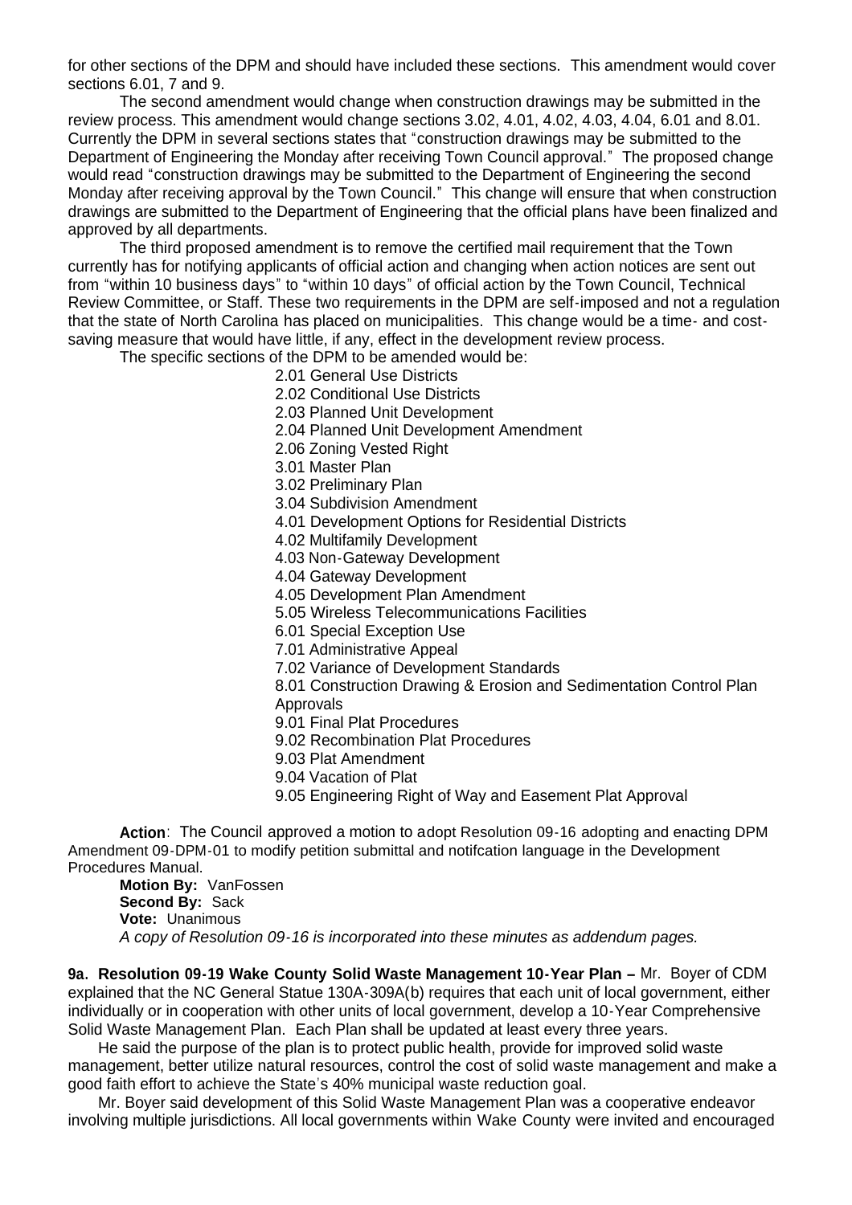for other sections of the DPM and should have included these sections. This amendment would cover sections 6.01, 7 and 9.

The second amendment would change when construction drawings may be submitted in the review process. This amendment would change sections 3.02, 4.01, 4.02, 4.03, 4.04, 6.01 and 8.01. Currently the DPM in several sections states that "construction drawings may be submitted to the Department of Engineering the Monday after receiving Town Council approval." The proposed change would read "construction drawings may be submitted to the Department of Engineering the second Monday after receiving approval by the Town Council." This change will ensure that when construction drawings are submitted to the Department of Engineering that the official plans have been finalized and approved by all departments.

The third proposed amendment is to remove the certified mail requirement that the Town currently has for notifying applicants of official action and changing when action notices are sent out from "within 10 business days" to "within 10 days" of official action by the Town Council, Technical Review Committee, or Staff. These two requirements in the DPM are self-imposed and not a regulation that the state of North Carolina has placed on municipalities. This change would be a time- and cost-saving measure that would have little, if any, effect in the development review process.

The specific sections of the DPM to be amended would be:

- 2.01 General Use Districts
- 2.02 Conditional Use Districts
- 2.03 Planned Unit Development
- 2.04 Planned Unit Development Amendment
- 2.06 Zoning Vested Right
- 3.01 Master Plan
- 3.02 Preliminary Plan
- 3.04 Subdivision Amendment
- 4.01 Development Options for Residential Districts
- 4.02 Multifamily Development
- 4.03 Non-Gateway Development
- 4.04 Gateway Development
- 4.05 Development Plan Amendment
- 5.05 Wireless Telecommunications Facilities
- 6.01 Special Exception Use
- 7.01 Administrative Appeal
- 7.02 Variance of Development Standards
- 8.01 Construction Drawing & Erosion and Sedimentation Control Plan Approvals
- 9.01 Final Plat Procedures
- 9.02 Recombination Plat Procedures
- 9.03 Plat Amendment
- 9.04 Vacation of Plat
- 9.05 Engineering Right of Way and Easement Plat Approval

**Action**: The Council approved a motion to adopt Resolution 09-16 adopting and enacting DPM Amendment 09-DPM-01 to modify petition submittal and notifcation language in the Development Procedures Manual.

**Motion By:** VanFossen
**Second By:** Sack
**Vote:** Unanimous
*A copy of Resolution 09-16 is incorporated into these minutes as addendum pages.*

**9a. Resolution 09-19 Wake County Solid Waste Management 10-Year Plan –** Mr. Boyer of CDM explained that the NC General Statue 130A-309A(b) requires that each unit of local government, either individually or in cooperation with other units of local government, develop a 10-Year Comprehensive Solid Waste Management Plan. Each Plan shall be updated at least every three years.

He said the purpose of the plan is to protect public health, provide for improved solid waste management, better utilize natural resources, control the cost of solid waste management and make a good faith effort to achieve the State's 40% municipal waste reduction goal.

Mr. Boyer said development of this Solid Waste Management Plan was a cooperative endeavor involving multiple jurisdictions. All local governments within Wake County were invited and encouraged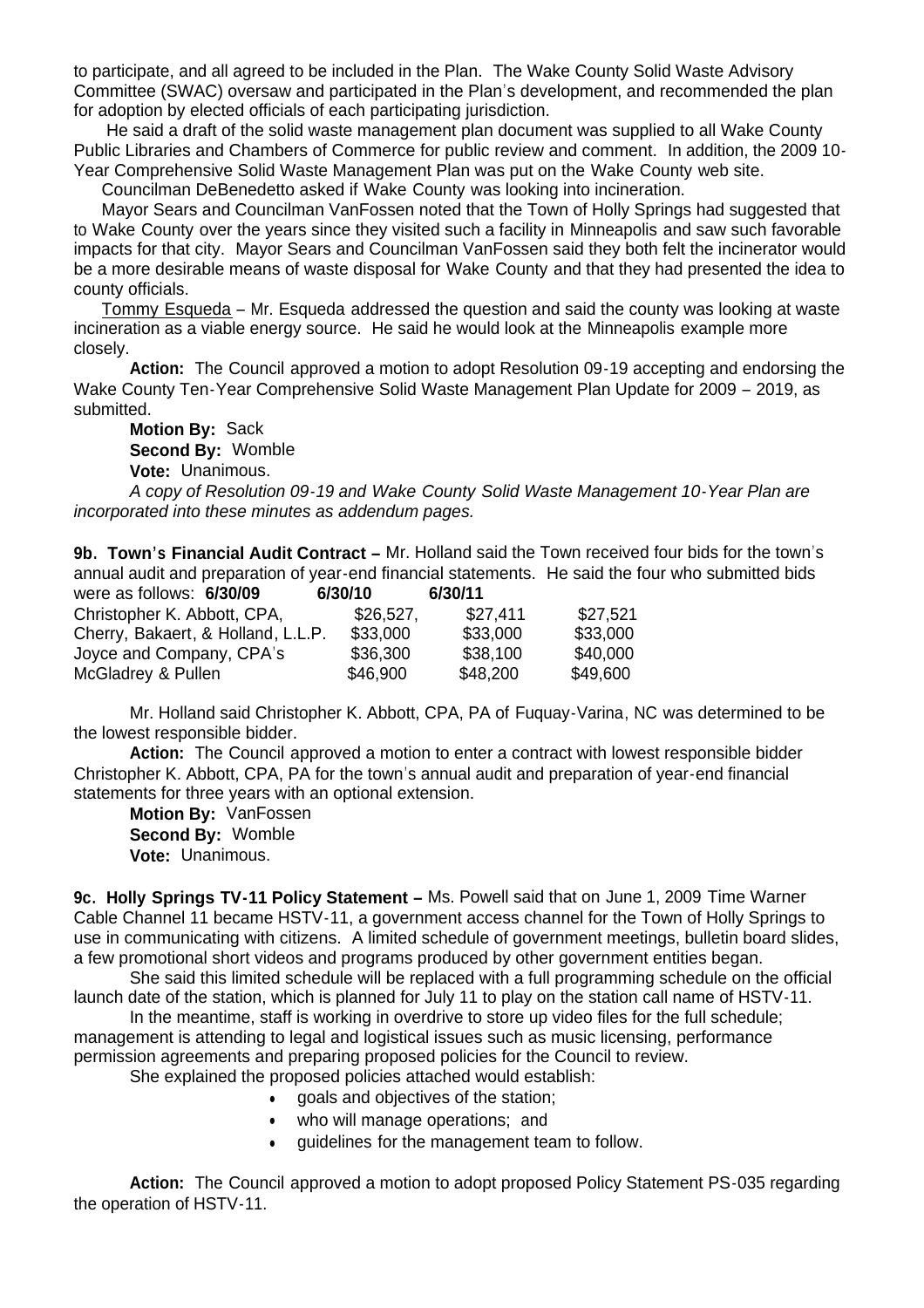to participate, and all agreed to be included in the Plan. The Wake County Solid Waste Advisory Committee (SWAC) oversaw and participated in the Plan's development, and recommended the plan for adoption by elected officials of each participating jurisdiction.

He said a draft of the solid waste management plan document was supplied to all Wake County Public Libraries and Chambers of Commerce for public review and comment. In addition, the 2009 10-Year Comprehensive Solid Waste Management Plan was put on the Wake County web site.

Councilman DeBenedetto asked if Wake County was looking into incineration.

Mayor Sears and Councilman VanFossen noted that the Town of Holly Springs had suggested that to Wake County over the years since they visited such a facility in Minneapolis and saw such favorable impacts for that city. Mayor Sears and Councilman VanFossen said they both felt the incinerator would be a more desirable means of waste disposal for Wake County and that they had presented the idea to county officials.

Tommy Esqueda – Mr. Esqueda addressed the question and said the county was looking at waste incineration as a viable energy source. He said he would look at the Minneapolis example more closely.

**Action:** The Council approved a motion to adopt Resolution 09-19 accepting and endorsing the Wake County Ten-Year Comprehensive Solid Waste Management Plan Update for 2009 – 2019, as submitted.

**Motion By:** Sack
**Second By:** Womble
**Vote:** Unanimous.

*A copy of Resolution 09-19 and Wake County Solid Waste Management 10-Year Plan are incorporated into these minutes as addendum pages.*

**9b. Town's Financial Audit Contract –** Mr. Holland said the Town received four bids for the town's annual audit and preparation of year-end financial statements. He said the four who submitted bids were as follows:

| | **6/30/09** | **6/30/10** | **6/30/11** |
|---|---|---|---|
| Christopher K. Abbott, CPA, | $26,527, | $27,411 | $27,521 |
| Cherry, Bakaert, & Holland, L.L.P. | $33,000 | $33,000 | $33,000 |
| Joyce and Company, CPA's | $36,300 | $38,100 | $40,000 |
| McGladrey & Pullen | $46,900 | $48,200 | $49,600 |

Mr. Holland said Christopher K. Abbott, CPA, PA of Fuquay-Varina, NC was determined to be the lowest responsible bidder.

**Action:** The Council approved a motion to enter a contract with lowest responsible bidder Christopher K. Abbott, CPA, PA for the town's annual audit and preparation of year-end financial statements for three years with an optional extension.

**Motion By:** VanFossen
**Second By:** Womble
**Vote:** Unanimous.

**9c. Holly Springs TV-11 Policy Statement –** Ms. Powell said that on June 1, 2009 Time Warner Cable Channel 11 became HSTV-11, a government access channel for the Town of Holly Springs to use in communicating with citizens. A limited schedule of government meetings, bulletin board slides, a few promotional short videos and programs produced by other government entities began.

She said this limited schedule will be replaced with a full programming schedule on the official launch date of the station, which is planned for July 11 to play on the station call name of HSTV-11.

In the meantime, staff is working in overdrive to store up video files for the full schedule; management is attending to legal and logistical issues such as music licensing, performance permission agreements and preparing proposed policies for the Council to review.

She explained the proposed policies attached would establish:

- goals and objectives of the station;
- who will manage operations; and
- guidelines for the management team to follow.

**Action:** The Council approved a motion to adopt proposed Policy Statement PS-035 regarding the operation of HSTV-11.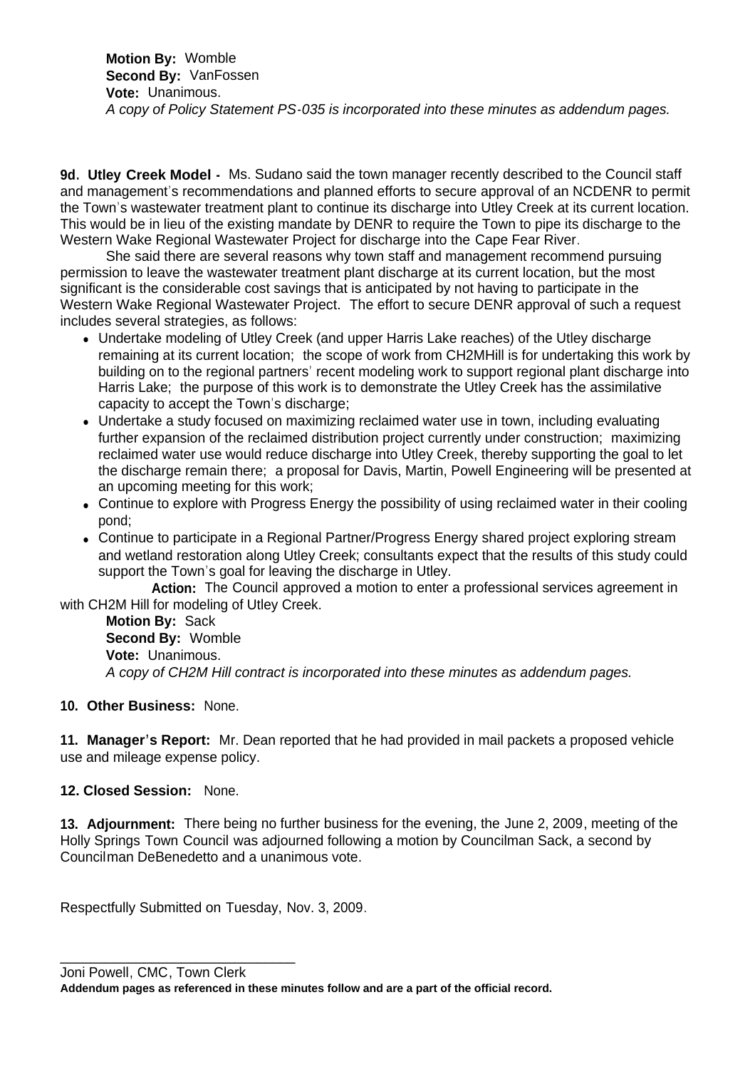**Motion By:** Womble
**Second By:** VanFossen
**Vote:** Unanimous.
*A copy of Policy Statement PS-035 is incorporated into these minutes as addendum pages.*

**9d. Utley Creek Model -** Ms. Sudano said the town manager recently described to the Council staff and management's recommendations and planned efforts to secure approval of an NCDENR to permit the Town's wastewater treatment plant to continue its discharge into Utley Creek at its current location. This would be in lieu of the existing mandate by DENR to require the Town to pipe its discharge to the Western Wake Regional Wastewater Project for discharge into the Cape Fear River.

She said there are several reasons why town staff and management recommend pursuing permission to leave the wastewater treatment plant discharge at its current location, but the most significant is the considerable cost savings that is anticipated by not having to participate in the Western Wake Regional Wastewater Project. The effort to secure DENR approval of such a request includes several strategies, as follows:

- Undertake modeling of Utley Creek (and upper Harris Lake reaches) of the Utley discharge remaining at its current location; the scope of work from CH2MHill is for undertaking this work by building on to the regional partners' recent modeling work to support regional plant discharge into Harris Lake; the purpose of this work is to demonstrate the Utley Creek has the assimilative capacity to accept the Town's discharge;
- Undertake a study focused on maximizing reclaimed water use in town, including evaluating further expansion of the reclaimed distribution project currently under construction; maximizing reclaimed water use would reduce discharge into Utley Creek, thereby supporting the goal to let the discharge remain there; a proposal for Davis, Martin, Powell Engineering will be presented at an upcoming meeting for this work;
- Continue to explore with Progress Energy the possibility of using reclaimed water in their cooling pond;
- Continue to participate in a Regional Partner/Progress Energy shared project exploring stream and wetland restoration along Utley Creek; consultants expect that the results of this study could support the Town's goal for leaving the discharge in Utley.

**Action:** The Council approved a motion to enter a professional services agreement in with CH2M Hill for modeling of Utley Creek.

**Motion By:** Sack
**Second By:** Womble
**Vote:** Unanimous.
*A copy of CH2M Hill contract is incorporated into these minutes as addendum pages.*

**10. Other Business:** None.

**11. Manager's Report:** Mr. Dean reported that he had provided in mail packets a proposed vehicle use and mileage expense policy.

**12. Closed Session:** None.

**13. Adjournment:** There being no further business for the evening, the June 2, 2009, meeting of the Holly Springs Town Council was adjourned following a motion by Councilman Sack, a second by Councilman DeBenedetto and a unanimous vote.

Respectfully Submitted on Tuesday, Nov. 3, 2009.

\_\_\_\_\_\_\_\_\_\_\_\_\_\_\_\_\_\_\_\_\_\_\_\_\_\_\_\_\_\_

Joni Powell, CMC, Town Clerk

**Addendum pages as referenced in these minutes follow and are a part of the official record.**